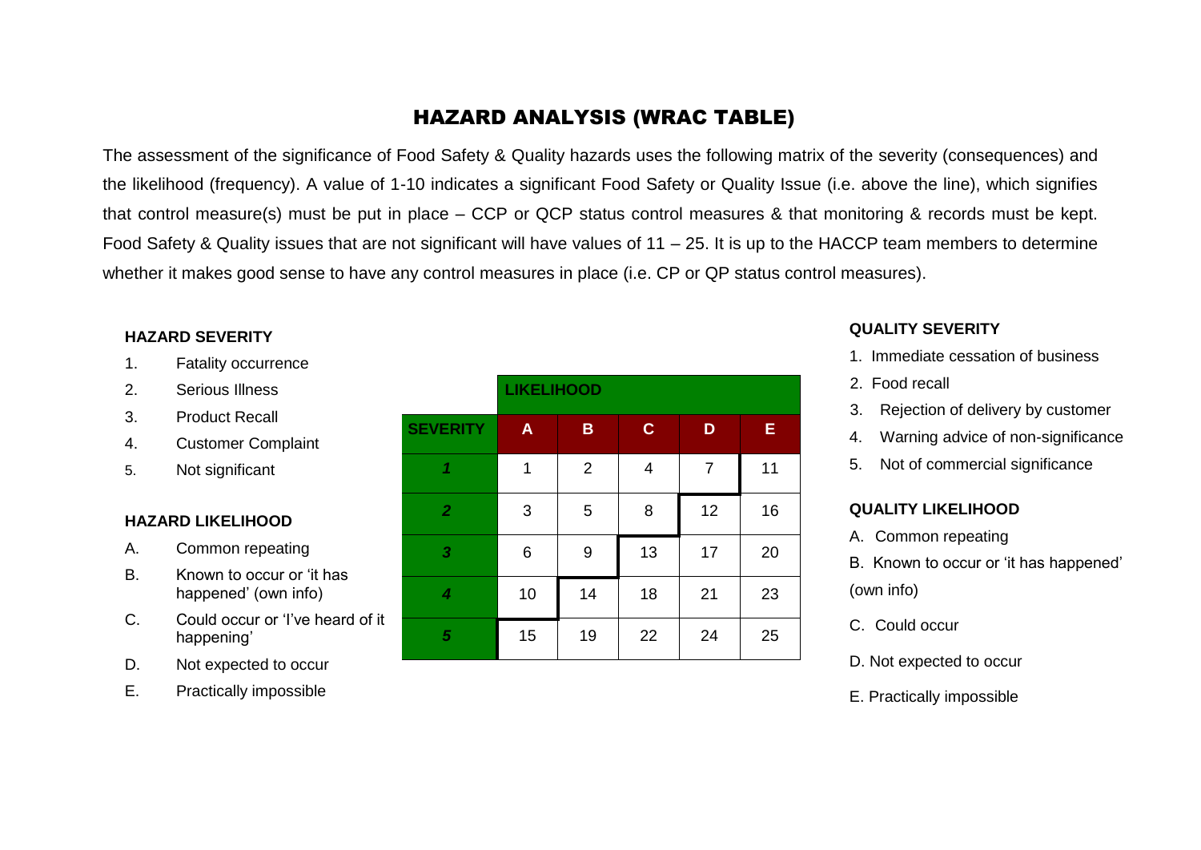# HAZARD ANALYSIS (WRAC TABLE)

The assessment of the significance of Food Safety & Quality hazards uses the following matrix of the severity (consequences) and the likelihood (frequency). A value of 1-10 indicates a significant Food Safety or Quality Issue (i.e. above the line), which signifies that control measure(s) must be put in place – CCP or QCP status control measures & that monitoring & records must be kept. Food Safety & Quality issues that are not significant will have values of 11 – 25. It is up to the HACCP team members to determine whether it makes good sense to have any control measures in place (i.e. CP or QP status control measures).

**HAZARD SEVERITY**

1. Fatality occurrence
2. Serious Illness
3. Product Recall
4. Customer Complaint
5. Not significant

**HAZARD LIKELIHOOD**

A. Common repeating
B. Known to occur or 'it has happened' (own info)
C. Could occur or 'I've heard of it happening'
D. Not expected to occur
E. Practically impossible

| | LIKELIHOOD | | | | |
|---|---|---|---|---|---|
| **SEVERITY** | **A** | **B** | **C** | **D** | **E** |
| ***1*** | 1 | 2 | 4 | 7 | 11 |
| ***2*** | 3 | 5 | 8 | 12 | 16 |
| ***3*** | 6 | 9 | 13 | 17 | 20 |
| ***4*** | 10 | 14 | 18 | 21 | 23 |
| ***5*** | 15 | 19 | 22 | 24 | 25 |

**QUALITY SEVERITY**

1. Immediate cessation of business
2. Food recall
3. Rejection of delivery by customer
4. Warning advice of non-significance
5. Not of commercial significance

**QUALITY LIKELIHOOD**

A. Common repeating
B. Known to occur or 'it has happened' (own info)
C. Could occur
D. Not expected to occur
E. Practically impossible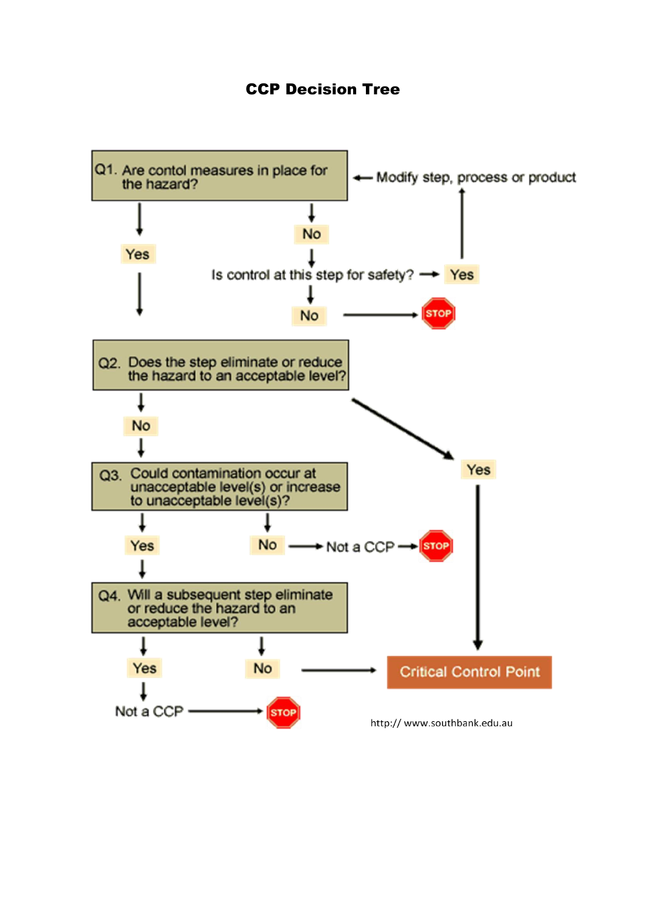# CCP Decision Tree

Q1. Are contol measures in place for the hazard?

← Modify step, process or product

Yes

No

Is control at this step for safety? → Yes

No → STOP

Q2. Does the step eliminate or reduce the hazard to an acceptable level?

No

Yes

Q3. Could contamination occur at unacceptable level(s) or increase to unacceptable level(s)?

Yes

No → Not a CCP → STOP

Q4. Will a subsequent step eliminate or reduce the hazard to an acceptable level?

Yes

No → Critical Control Point

Not a CCP → STOP

http:// www.southbank.edu.au